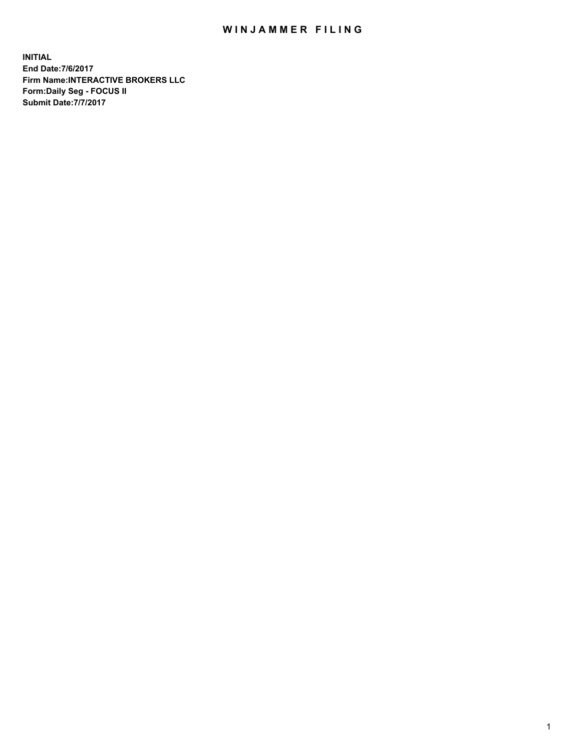# WINJAMMER FILING

**INITIAL**
**End Date:7/6/2017**
**Firm Name:INTERACTIVE BROKERS LLC**
**Form:Daily Seg - FOCUS II**
**Submit Date:7/7/2017**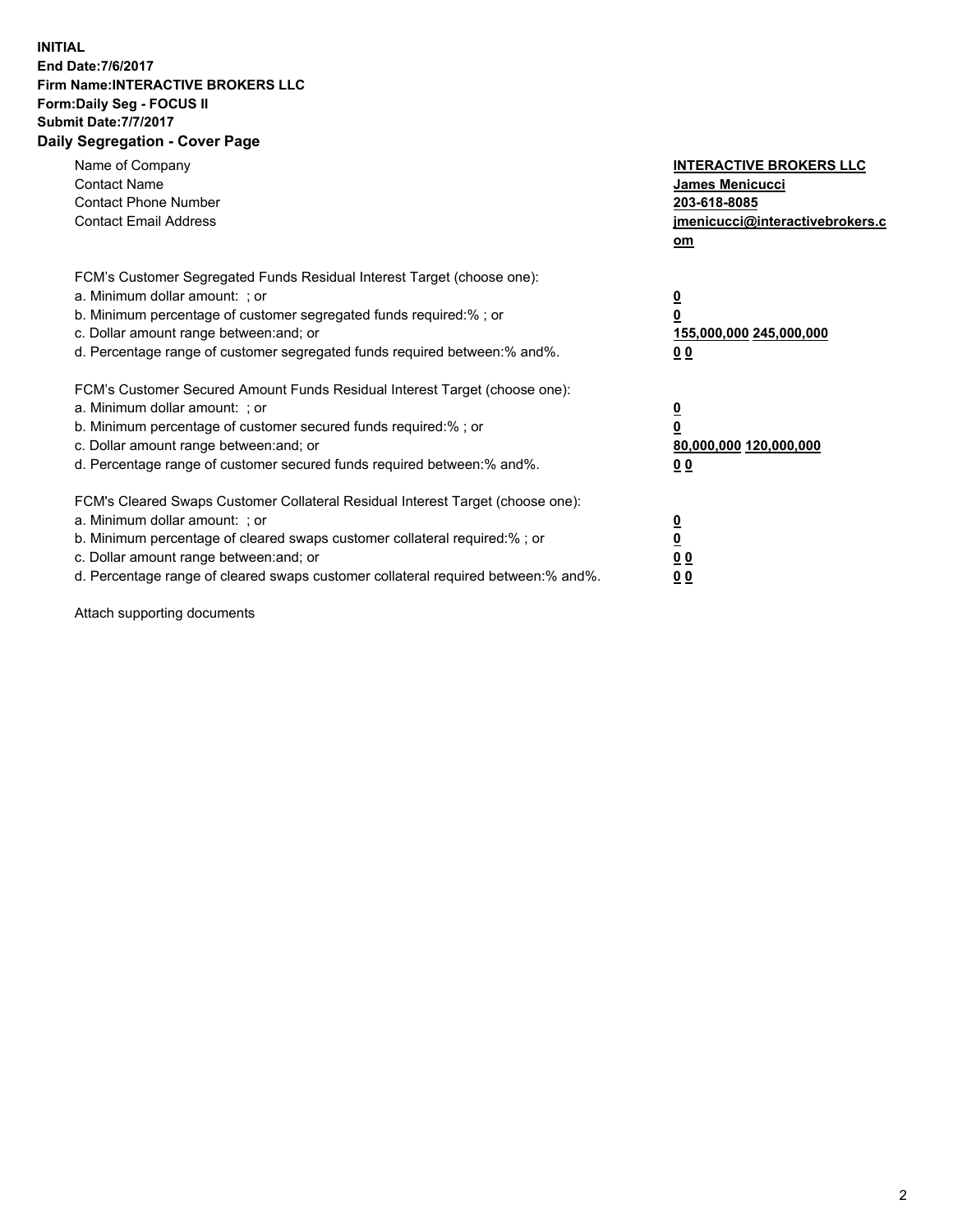**INITIAL**
**End Date:7/6/2017**
**Firm Name:INTERACTIVE BROKERS LLC**
**Form:Daily Seg - FOCUS II**
**Submit Date:7/7/2017**
**Daily Segregation - Cover Page**

| | |
|---|---|
| Name of Company | **INTERACTIVE BROKERS LLC** |
| Contact Name | **James Menicucci** |
| Contact Phone Number | **203-618-8085** |
| Contact Email Address | **jmenicucci@interactivebrokers.com** |

FCM's Customer Segregated Funds Residual Interest Target (choose one):

| | |
|---|---|
| a. Minimum dollar amount: ; or | **0** |
| b. Minimum percentage of customer segregated funds required:% ; or | **0** |
| c. Dollar amount range between:and; or | **155,000,000 245,000,000** |
| d. Percentage range of customer segregated funds required between:% and%. | **0 0** |

FCM's Customer Secured Amount Funds Residual Interest Target (choose one):

| | |
|---|---|
| a. Minimum dollar amount: ; or | **0** |
| b. Minimum percentage of customer secured funds required:% ; or | **0** |
| c. Dollar amount range between:and; or | **80,000,000 120,000,000** |
| d. Percentage range of customer secured funds required between:% and%. | **0 0** |

FCM's Cleared Swaps Customer Collateral Residual Interest Target (choose one):

| | |
|---|---|
| a. Minimum dollar amount: ; or | **0** |
| b. Minimum percentage of cleared swaps customer collateral required:% ; or | **0** |
| c. Dollar amount range between:and; or | **0 0** |
| d. Percentage range of cleared swaps customer collateral required between:% and%. | **0 0** |

Attach supporting documents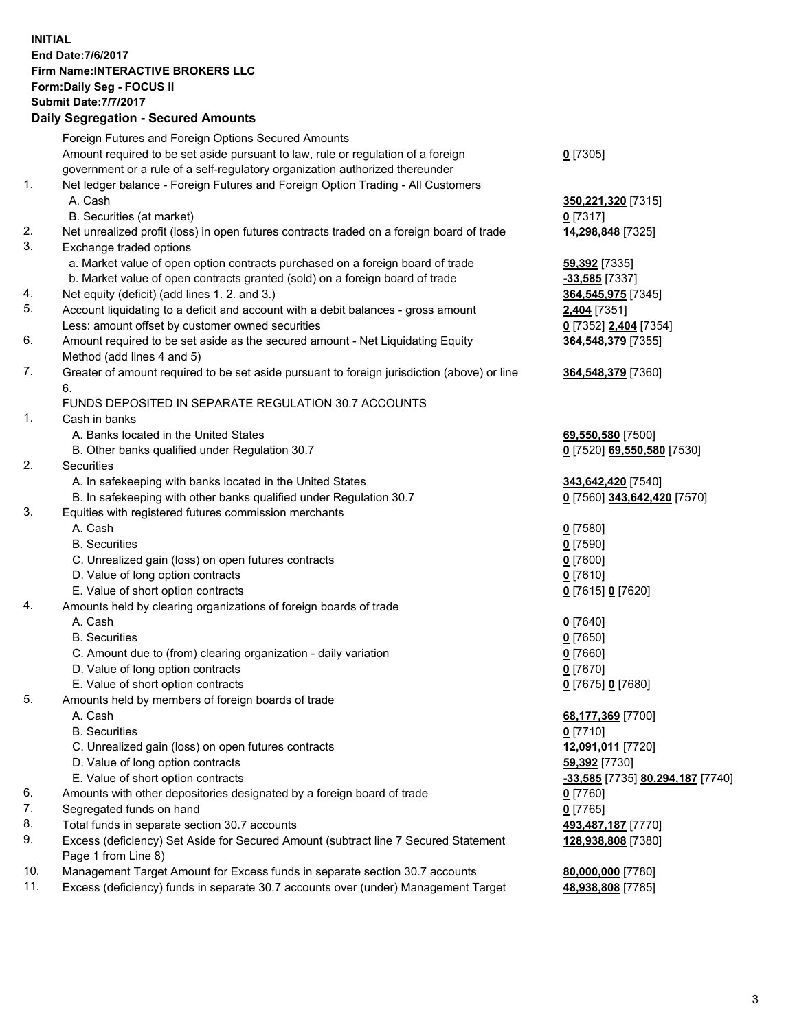**INITIAL**
**End Date:7/6/2017**
**Firm Name:INTERACTIVE BROKERS LLC**
**Form:Daily Seg - FOCUS II**
**Submit Date:7/7/2017**

## Daily Segregation - Secured Amounts

| | | |
|---|---|---|
| | Foreign Futures and Foreign Options Secured Amounts | |
| | Amount required to be set aside pursuant to law, rule or regulation of a foreign government or a rule of a self-regulatory organization authorized thereunder | **0** [7305] |
| 1. | Net ledger balance - Foreign Futures and Foreign Option Trading - All Customers | |
| | A. Cash | **350,221,320** [7315] |
| | B. Securities (at market) | **0** [7317] |
| 2. | Net unrealized profit (loss) in open futures contracts traded on a foreign board of trade | **14,298,848** [7325] |
| 3. | Exchange traded options | |
| | a. Market value of open option contracts purchased on a foreign board of trade | **59,392** [7335] |
| | b. Market value of open contracts granted (sold) on a foreign board of trade | **-33,585** [7337] |
| 4. | Net equity (deficit) (add lines 1. 2. and 3.) | **364,545,975** [7345] |
| 5. | Account liquidating to a deficit and account with a debit balances - gross amount | **2,404** [7351] |
| | Less: amount offset by customer owned securities | **0** [7352] **2,404** [7354] |
| 6. | Amount required to be set aside as the secured amount - Net Liquidating Equity Method (add lines 4 and 5) | **364,548,379** [7355] |
| 7. | Greater of amount required to be set aside pursuant to foreign jurisdiction (above) or line 6. | **364,548,379** [7360] |
| | FUNDS DEPOSITED IN SEPARATE REGULATION 30.7 ACCOUNTS | |
| 1. | Cash in banks | |
| | A. Banks located in the United States | **69,550,580** [7500] |
| | B. Other banks qualified under Regulation 30.7 | **0** [7520] **69,550,580** [7530] |
| 2. | Securities | |
| | A. In safekeeping with banks located in the United States | **343,642,420** [7540] |
| | B. In safekeeping with other banks qualified under Regulation 30.7 | **0** [7560] **343,642,420** [7570] |
| 3. | Equities with registered futures commission merchants | |
| | A. Cash | **0** [7580] |
| | B. Securities | **0** [7590] |
| | C. Unrealized gain (loss) on open futures contracts | **0** [7600] |
| | D. Value of long option contracts | **0** [7610] |
| | E. Value of short option contracts | **0** [7615] **0** [7620] |
| 4. | Amounts held by clearing organizations of foreign boards of trade | |
| | A. Cash | **0** [7640] |
| | B. Securities | **0** [7650] |
| | C. Amount due to (from) clearing organization - daily variation | **0** [7660] |
| | D. Value of long option contracts | **0** [7670] |
| | E. Value of short option contracts | **0** [7675] **0** [7680] |
| 5. | Amounts held by members of foreign boards of trade | |
| | A. Cash | **68,177,369** [7700] |
| | B. Securities | **0** [7710] |
| | C. Unrealized gain (loss) on open futures contracts | **12,091,011** [7720] |
| | D. Value of long option contracts | **59,392** [7730] |
| | E. Value of short option contracts | **-33,585** [7735] **80,294,187** [7740] |
| 6. | Amounts with other depositories designated by a foreign board of trade | **0** [7760] |
| 7. | Segregated funds on hand | **0** [7765] |
| 8. | Total funds in separate section 30.7 accounts | **493,487,187** [7770] |
| 9. | Excess (deficiency) Set Aside for Secured Amount (subtract line 7 Secured Statement Page 1 from Line 8) | **128,938,808** [7380] |
| 10. | Management Target Amount for Excess funds in separate section 30.7 accounts | **80,000,000** [7780] |
| 11. | Excess (deficiency) funds in separate 30.7 accounts over (under) Management Target | **48,938,808** [7785] |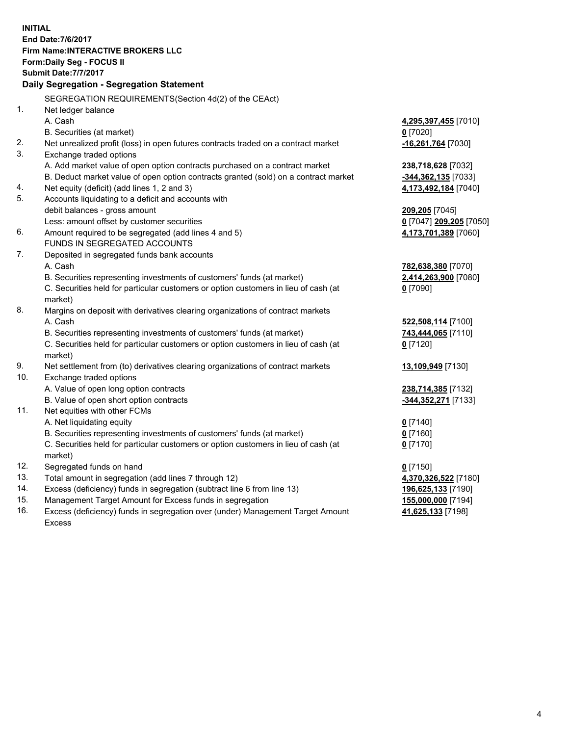**INITIAL**
**End Date:7/6/2017**
**Firm Name:INTERACTIVE BROKERS LLC**
**Form:Daily Seg - FOCUS II**
**Submit Date:7/7/2017**

### Daily Segregation - Segregation Statement

| | | |
|---|---|---|
| | SEGREGATION REQUIREMENTS(Section 4d(2) of the CEAct) | |
| 1. | Net ledger balance | |
| | A. Cash | **4,295,397,455** [7010] |
| | B. Securities (at market) | **0** [7020] |
| 2. | Net unrealized profit (loss) in open futures contracts traded on a contract market | **-16,261,764** [7030] |
| 3. | Exchange traded options | |
| | A. Add market value of open option contracts purchased on a contract market | **238,718,628** [7032] |
| | B. Deduct market value of open option contracts granted (sold) on a contract market | **-344,362,135** [7033] |
| 4. | Net equity (deficit) (add lines 1, 2 and 3) | **4,173,492,184** [7040] |
| 5. | Accounts liquidating to a deficit and accounts with | |
| | debit balances - gross amount | **209,205** [7045] |
| | Less: amount offset by customer securities | **0** [7047] **209,205** [7050] |
| 6. | Amount required to be segregated (add lines 4 and 5) | **4,173,701,389** [7060] |
| | FUNDS IN SEGREGATED ACCOUNTS | |
| 7. | Deposited in segregated funds bank accounts | |
| | A. Cash | **782,638,380** [7070] |
| | B. Securities representing investments of customers' funds (at market) | **2,414,263,900** [7080] |
| | C. Securities held for particular customers or option customers in lieu of cash (at market) | **0** [7090] |
| 8. | Margins on deposit with derivatives clearing organizations of contract markets | |
| | A. Cash | **522,508,114** [7100] |
| | B. Securities representing investments of customers' funds (at market) | **743,444,065** [7110] |
| | C. Securities held for particular customers or option customers in lieu of cash (at market) | **0** [7120] |
| 9. | Net settlement from (to) derivatives clearing organizations of contract markets | **13,109,949** [7130] |
| 10. | Exchange traded options | |
| | A. Value of open long option contracts | **238,714,385** [7132] |
| | B. Value of open short option contracts | **-344,352,271** [7133] |
| 11. | Net equities with other FCMs | |
| | A. Net liquidating equity | **0** [7140] |
| | B. Securities representing investments of customers' funds (at market) | **0** [7160] |
| | C. Securities held for particular customers or option customers in lieu of cash (at market) | **0** [7170] |
| 12. | Segregated funds on hand | **0** [7150] |
| 13. | Total amount in segregation (add lines 7 through 12) | **4,370,326,522** [7180] |
| 14. | Excess (deficiency) funds in segregation (subtract line 6 from line 13) | **196,625,133** [7190] |
| 15. | Management Target Amount for Excess funds in segregation | **155,000,000** [7194] |
| 16. | Excess (deficiency) funds in segregation over (under) Management Target Amount Excess | **41,625,133** [7198] |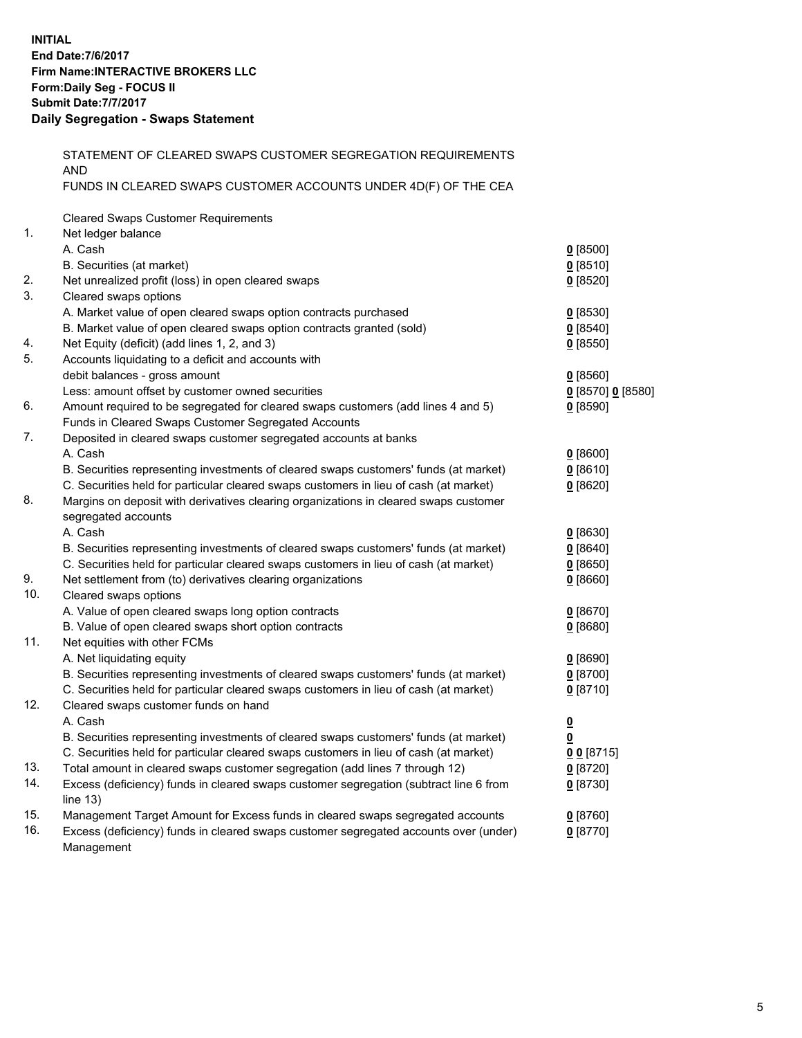**INITIAL**
**End Date:7/6/2017**
**Firm Name:INTERACTIVE BROKERS LLC**
**Form:Daily Seg - FOCUS II**
**Submit Date:7/7/2017**
**Daily Segregation - Swaps Statement**

STATEMENT OF CLEARED SWAPS CUSTOMER SEGREGATION REQUIREMENTS AND FUNDS IN CLEARED SWAPS CUSTOMER ACCOUNTS UNDER 4D(F) OF THE CEA

| | | |
|---|---|---|
| | Cleared Swaps Customer Requirements | |
| 1. | Net ledger balance | |
| | A. Cash | 0 [8500] |
| | B. Securities (at market) | 0 [8510] |
| 2. | Net unrealized profit (loss) in open cleared swaps | 0 [8520] |
| 3. | Cleared swaps options | |
| | A. Market value of open cleared swaps option contracts purchased | 0 [8530] |
| | B. Market value of open cleared swaps option contracts granted (sold) | 0 [8540] |
| 4. | Net Equity (deficit) (add lines 1, 2, and 3) | 0 [8550] |
| 5. | Accounts liquidating to a deficit and accounts with debit balances - gross amount | 0 [8560] |
| | Less: amount offset by customer owned securities | 0 [8570] 0 [8580] |
| 6. | Amount required to be segregated for cleared swaps customers (add lines 4 and 5) | 0 [8590] |
| | Funds in Cleared Swaps Customer Segregated Accounts | |
| 7. | Deposited in cleared swaps customer segregated accounts at banks | |
| | A. Cash | 0 [8600] |
| | B. Securities representing investments of cleared swaps customers' funds (at market) | 0 [8610] |
| | C. Securities held for particular cleared swaps customers in lieu of cash (at market) | 0 [8620] |
| 8. | Margins on deposit with derivatives clearing organizations in cleared swaps customer segregated accounts | |
| | A. Cash | 0 [8630] |
| | B. Securities representing investments of cleared swaps customers' funds (at market) | 0 [8640] |
| | C. Securities held for particular cleared swaps customers in lieu of cash (at market) | 0 [8650] |
| 9. | Net settlement from (to) derivatives clearing organizations | 0 [8660] |
| 10. | Cleared swaps options | |
| | A. Value of open cleared swaps long option contracts | 0 [8670] |
| | B. Value of open cleared swaps short option contracts | 0 [8680] |
| 11. | Net equities with other FCMs | |
| | A. Net liquidating equity | 0 [8690] |
| | B. Securities representing investments of cleared swaps customers' funds (at market) | 0 [8700] |
| | C. Securities held for particular cleared swaps customers in lieu of cash (at market) | 0 [8710] |
| 12. | Cleared swaps customer funds on hand | |
| | A. Cash | 0 |
| | B. Securities representing investments of cleared swaps customers' funds (at market) | 0 |
| | C. Securities held for particular cleared swaps customers in lieu of cash (at market) | 0 0 [8715] |
| 13. | Total amount in cleared swaps customer segregation (add lines 7 through 12) | 0 [8720] |
| 14. | Excess (deficiency) funds in cleared swaps customer segregation (subtract line 6 from line 13) | 0 [8730] |
| 15. | Management Target Amount for Excess funds in cleared swaps segregated accounts | 0 [8760] |
| 16. | Excess (deficiency) funds in cleared swaps customer segregated accounts over (under) Management | 0 [8770] |